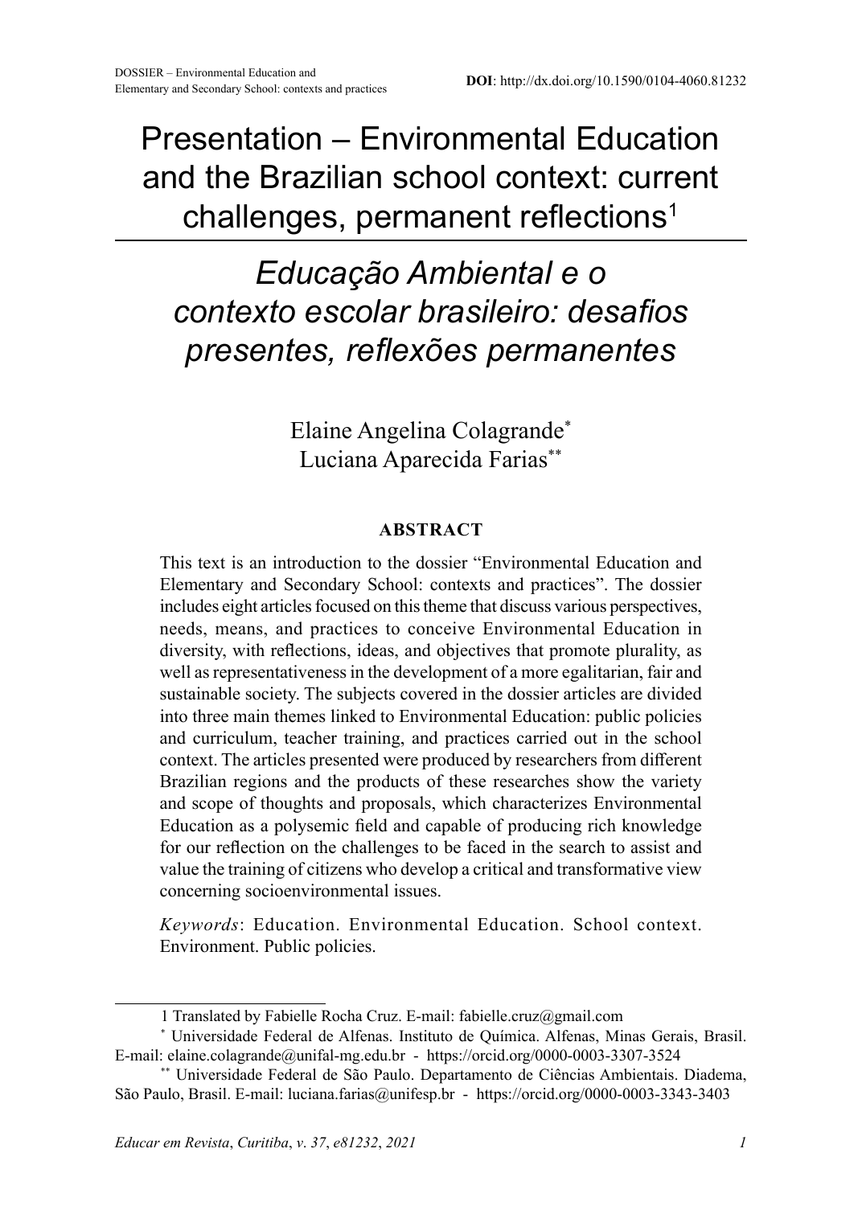DOSSIER – Environmental Education and Elementary and Secondary School: contexts and practices

**DOI**: http://dx.doi.org/10.1590/0104-4060.81232

# Presentation – Environmental Education and the Brazilian school context: current challenges, permanent reflections[1]

# *Educação Ambiental e o contexto escolar brasileiro: desafios presentes, reflexões permanentes*

Elaine Angelina Colagrande[*]
Luciana Aparecida Farias[**]

**ABSTRACT**

This text is an introduction to the dossier "Environmental Education and Elementary and Secondary School: contexts and practices". The dossier includes eight articles focused on this theme that discuss various perspectives, needs, means, and practices to conceive Environmental Education in diversity, with reflections, ideas, and objectives that promote plurality, as well as representativeness in the development of a more egalitarian, fair and sustainable society. The subjects covered in the dossier articles are divided into three main themes linked to Environmental Education: public policies and curriculum, teacher training, and practices carried out in the school context. The articles presented were produced by researchers from different Brazilian regions and the products of these researches show the variety and scope of thoughts and proposals, which characterizes Environmental Education as a polysemic field and capable of producing rich knowledge for our reflection on the challenges to be faced in the search to assist and value the training of citizens who develop a critical and transformative view concerning socioenvironmental issues.

*Keywords*: Education. Environmental Education. School context. Environment. Public policies.

---

1 Translated by Fabielle Rocha Cruz. E-mail: fabielle.cruz@gmail.com

[*] Universidade Federal de Alfenas. Instituto de Química. Alfenas, Minas Gerais, Brasil. E-mail: elaine.colagrande@unifal-mg.edu.br - https://orcid.org/0000-0003-3307-3524

[**] Universidade Federal de São Paulo. Departamento de Ciências Ambientais. Diadema, São Paulo, Brasil. E-mail: luciana.farias@unifesp.br - https://orcid.org/0000-0003-3343-3403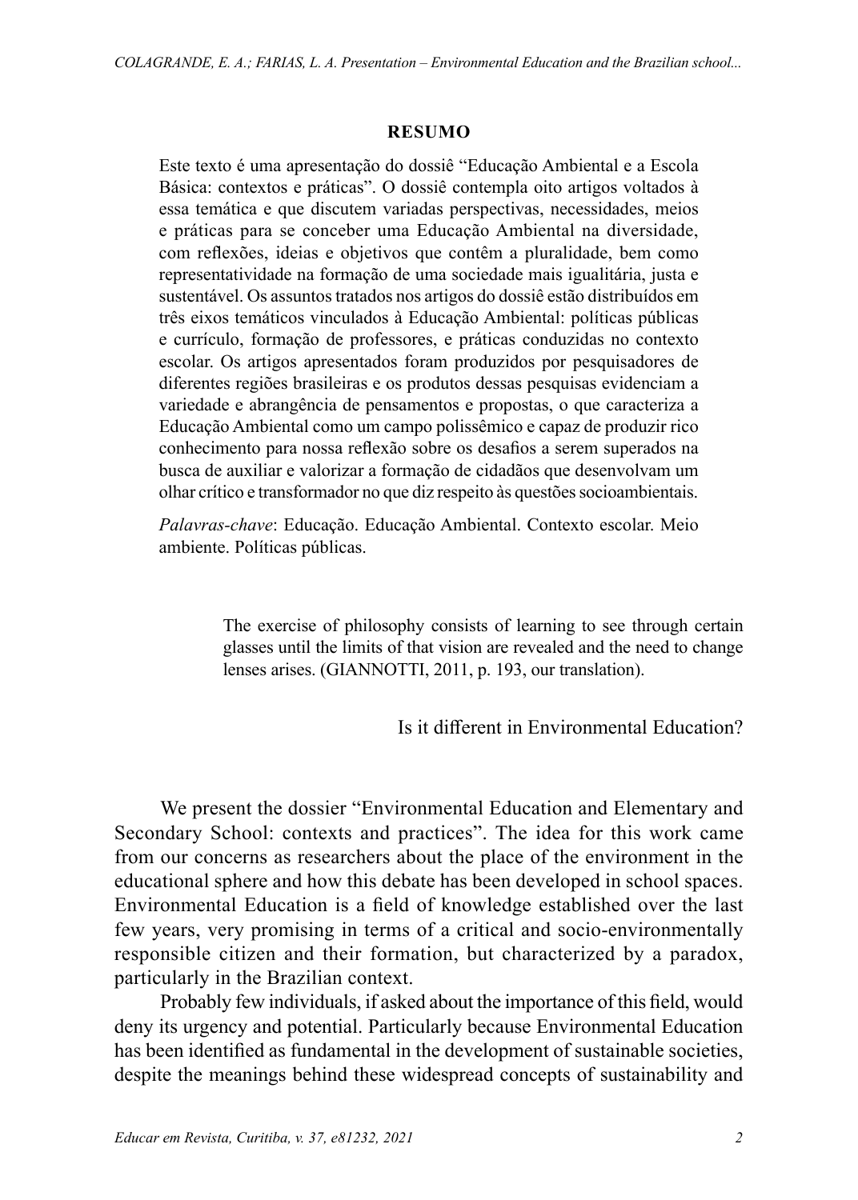## RESUMO

Este texto é uma apresentação do dossiê "Educação Ambiental e a Escola Básica: contextos e práticas". O dossiê contempla oito artigos voltados à essa temática e que discutem variadas perspectivas, necessidades, meios e práticas para se conceber uma Educação Ambiental na diversidade, com reflexões, ideias e objetivos que contêm a pluralidade, bem como representatividade na formação de uma sociedade mais igualitária, justa e sustentável. Os assuntos tratados nos artigos do dossiê estão distribuídos em três eixos temáticos vinculados à Educação Ambiental: políticas públicas e currículo, formação de professores, e práticas conduzidas no contexto escolar. Os artigos apresentados foram produzidos por pesquisadores de diferentes regiões brasileiras e os produtos dessas pesquisas evidenciam a variedade e abrangência de pensamentos e propostas, o que caracteriza a Educação Ambiental como um campo polissêmico e capaz de produzir rico conhecimento para nossa reflexão sobre os desafios a serem superados na busca de auxiliar e valorizar a formação de cidadãos que desenvolvam um olhar crítico e transformador no que diz respeito às questões socioambientais.

*Palavras-chave*: Educação. Educação Ambiental. Contexto escolar. Meio ambiente. Políticas públicas.

> The exercise of philosophy consists of learning to see through certain glasses until the limits of that vision are revealed and the need to change lenses arises. (GIANNOTTI, 2011, p. 193, our translation).

Is it different in Environmental Education?

We present the dossier "Environmental Education and Elementary and Secondary School: contexts and practices". The idea for this work came from our concerns as researchers about the place of the environment in the educational sphere and how this debate has been developed in school spaces. Environmental Education is a field of knowledge established over the last few years, very promising in terms of a critical and socio-environmentally responsible citizen and their formation, but characterized by a paradox, particularly in the Brazilian context.

Probably few individuals, if asked about the importance of this field, would deny its urgency and potential. Particularly because Environmental Education has been identified as fundamental in the development of sustainable societies, despite the meanings behind these widespread concepts of sustainability and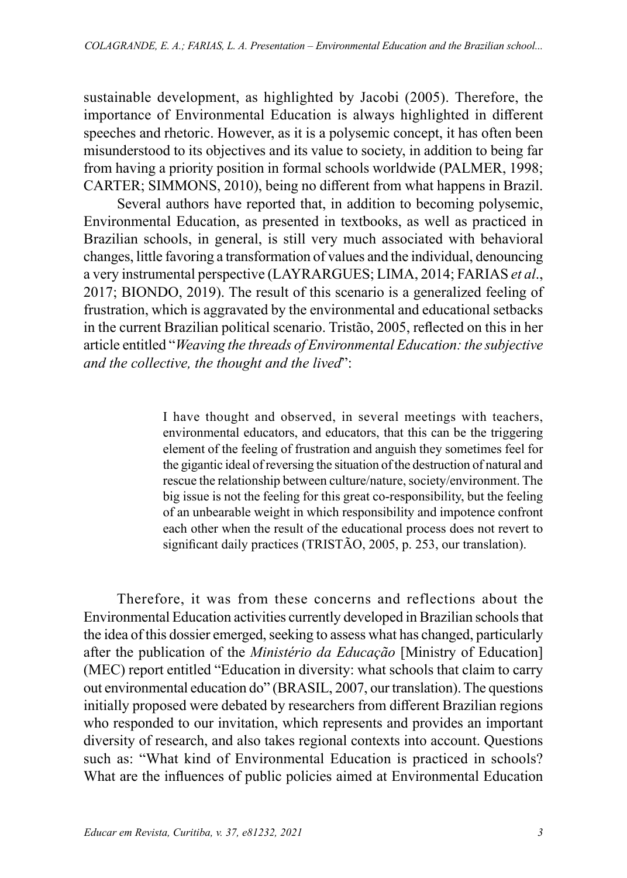sustainable development, as highlighted by Jacobi (2005). Therefore, the importance of Environmental Education is always highlighted in different speeches and rhetoric. However, as it is a polysemic concept, it has often been misunderstood to its objectives and its value to society, in addition to being far from having a priority position in formal schools worldwide (PALMER, 1998; CARTER; SIMMONS, 2010), being no different from what happens in Brazil.

Several authors have reported that, in addition to becoming polysemic, Environmental Education, as presented in textbooks, as well as practiced in Brazilian schools, in general, is still very much associated with behavioral changes, little favoring a transformation of values and the individual, denouncing a very instrumental perspective (LAYRARGUES; LIMA, 2014; FARIAS *et al*., 2017; BIONDO, 2019). The result of this scenario is a generalized feeling of frustration, which is aggravated by the environmental and educational setbacks in the current Brazilian political scenario. Tristão, 2005, reflected on this in her article entitled "*Weaving the threads of Environmental Education: the subjective and the collective, the thought and the lived*":

> I have thought and observed, in several meetings with teachers, environmental educators, and educators, that this can be the triggering element of the feeling of frustration and anguish they sometimes feel for the gigantic ideal of reversing the situation of the destruction of natural and rescue the relationship between culture/nature, society/environment. The big issue is not the feeling for this great co-responsibility, but the feeling of an unbearable weight in which responsibility and impotence confront each other when the result of the educational process does not revert to significant daily practices (TRISTÃO, 2005, p. 253, our translation).

Therefore, it was from these concerns and reflections about the Environmental Education activities currently developed in Brazilian schools that the idea of this dossier emerged, seeking to assess what has changed, particularly after the publication of the *Ministério da Educação* [Ministry of Education] (MEC) report entitled "Education in diversity: what schools that claim to carry out environmental education do" (BRASIL, 2007, our translation). The questions initially proposed were debated by researchers from different Brazilian regions who responded to our invitation, which represents and provides an important diversity of research, and also takes regional contexts into account. Questions such as: "What kind of Environmental Education is practiced in schools? What are the influences of public policies aimed at Environmental Education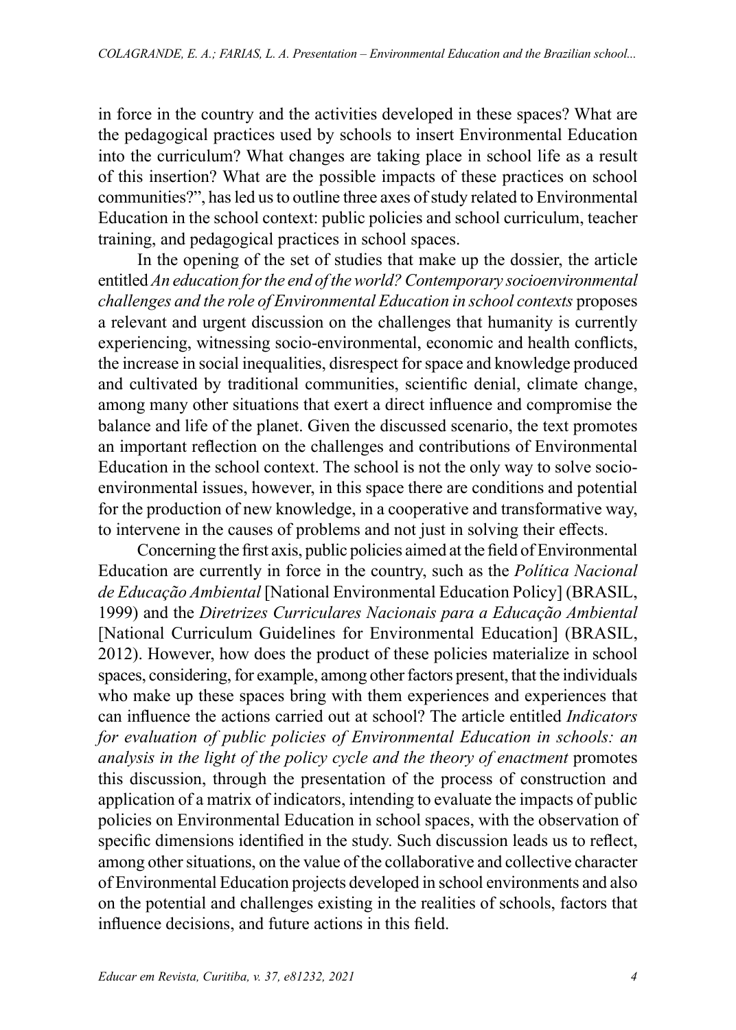in force in the country and the activities developed in these spaces? What are the pedagogical practices used by schools to insert Environmental Education into the curriculum? What changes are taking place in school life as a result of this insertion? What are the possible impacts of these practices on school communities?", has led us to outline three axes of study related to Environmental Education in the school context: public policies and school curriculum, teacher training, and pedagogical practices in school spaces.

In the opening of the set of studies that make up the dossier, the article entitled *An education for the end of the world? Contemporary socioenvironmental challenges and the role of Environmental Education in school contexts* proposes a relevant and urgent discussion on the challenges that humanity is currently experiencing, witnessing socio-environmental, economic and health conflicts, the increase in social inequalities, disrespect for space and knowledge produced and cultivated by traditional communities, scientific denial, climate change, among many other situations that exert a direct influence and compromise the balance and life of the planet. Given the discussed scenario, the text promotes an important reflection on the challenges and contributions of Environmental Education in the school context. The school is not the only way to solve socio-environmental issues, however, in this space there are conditions and potential for the production of new knowledge, in a cooperative and transformative way, to intervene in the causes of problems and not just in solving their effects.

Concerning the first axis, public policies aimed at the field of Environmental Education are currently in force in the country, such as the *Política Nacional de Educação Ambiental* [National Environmental Education Policy] (BRASIL, 1999) and the *Diretrizes Curriculares Nacionais para a Educação Ambiental* [National Curriculum Guidelines for Environmental Education] (BRASIL, 2012). However, how does the product of these policies materialize in school spaces, considering, for example, among other factors present, that the individuals who make up these spaces bring with them experiences and experiences that can influence the actions carried out at school? The article entitled *Indicators for evaluation of public policies of Environmental Education in schools: an analysis in the light of the policy cycle and the theory of enactment* promotes this discussion, through the presentation of the process of construction and application of a matrix of indicators, intending to evaluate the impacts of public policies on Environmental Education in school spaces, with the observation of specific dimensions identified in the study. Such discussion leads us to reflect, among other situations, on the value of the collaborative and collective character of Environmental Education projects developed in school environments and also on the potential and challenges existing in the realities of schools, factors that influence decisions, and future actions in this field.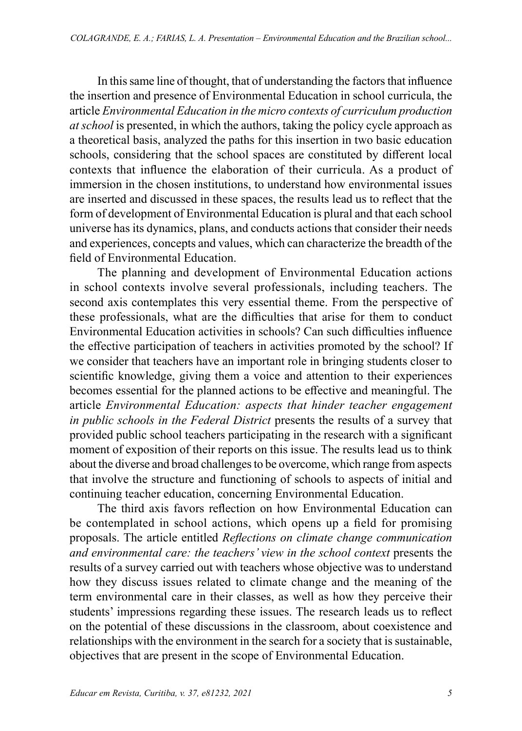In this same line of thought, that of understanding the factors that influence the insertion and presence of Environmental Education in school curricula, the article *Environmental Education in the micro contexts of curriculum production at school* is presented, in which the authors, taking the policy cycle approach as a theoretical basis, analyzed the paths for this insertion in two basic education schools, considering that the school spaces are constituted by different local contexts that influence the elaboration of their curricula. As a product of immersion in the chosen institutions, to understand how environmental issues are inserted and discussed in these spaces, the results lead us to reflect that the form of development of Environmental Education is plural and that each school universe has its dynamics, plans, and conducts actions that consider their needs and experiences, concepts and values, which can characterize the breadth of the field of Environmental Education.

The planning and development of Environmental Education actions in school contexts involve several professionals, including teachers. The second axis contemplates this very essential theme. From the perspective of these professionals, what are the difficulties that arise for them to conduct Environmental Education activities in schools? Can such difficulties influence the effective participation of teachers in activities promoted by the school? If we consider that teachers have an important role in bringing students closer to scientific knowledge, giving them a voice and attention to their experiences becomes essential for the planned actions to be effective and meaningful. The article *Environmental Education: aspects that hinder teacher engagement in public schools in the Federal District* presents the results of a survey that provided public school teachers participating in the research with a significant moment of exposition of their reports on this issue. The results lead us to think about the diverse and broad challenges to be overcome, which range from aspects that involve the structure and functioning of schools to aspects of initial and continuing teacher education, concerning Environmental Education.

The third axis favors reflection on how Environmental Education can be contemplated in school actions, which opens up a field for promising proposals. The article entitled *Reflections on climate change communication and environmental care: the teachers' view in the school context* presents the results of a survey carried out with teachers whose objective was to understand how they discuss issues related to climate change and the meaning of the term environmental care in their classes, as well as how they perceive their students' impressions regarding these issues. The research leads us to reflect on the potential of these discussions in the classroom, about coexistence and relationships with the environment in the search for a society that is sustainable, objectives that are present in the scope of Environmental Education.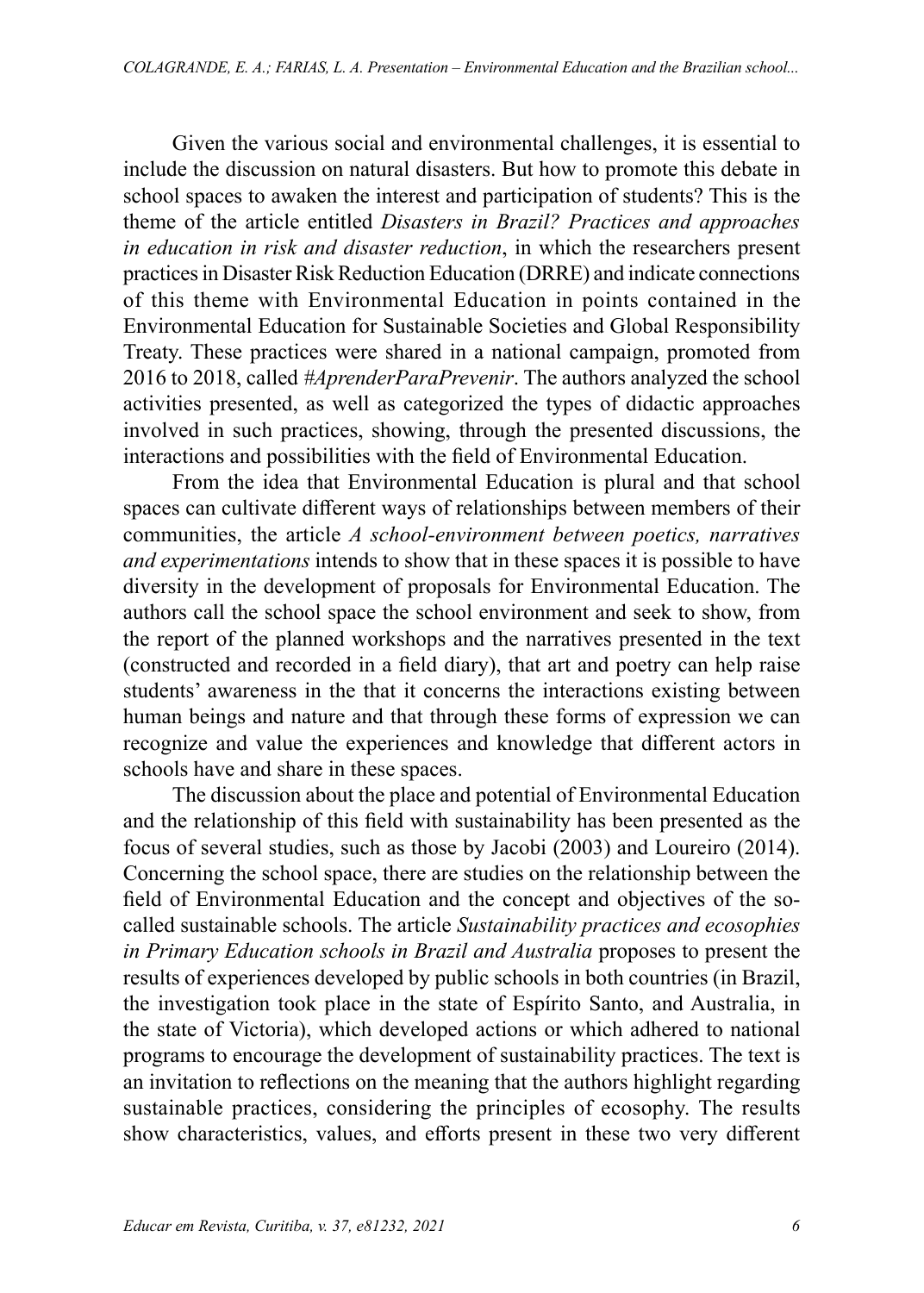Given the various social and environmental challenges, it is essential to include the discussion on natural disasters. But how to promote this debate in school spaces to awaken the interest and participation of students? This is the theme of the article entitled *Disasters in Brazil? Practices and approaches in education in risk and disaster reduction*, in which the researchers present practices in Disaster Risk Reduction Education (DRRE) and indicate connections of this theme with Environmental Education in points contained in the Environmental Education for Sustainable Societies and Global Responsibility Treaty. These practices were shared in a national campaign, promoted from 2016 to 2018, called *#AprenderParaPrevenir*. The authors analyzed the school activities presented, as well as categorized the types of didactic approaches involved in such practices, showing, through the presented discussions, the interactions and possibilities with the field of Environmental Education.

From the idea that Environmental Education is plural and that school spaces can cultivate different ways of relationships between members of their communities, the article *A school-environment between poetics, narratives and experimentations* intends to show that in these spaces it is possible to have diversity in the development of proposals for Environmental Education. The authors call the school space the school environment and seek to show, from the report of the planned workshops and the narratives presented in the text (constructed and recorded in a field diary), that art and poetry can help raise students' awareness in the that it concerns the interactions existing between human beings and nature and that through these forms of expression we can recognize and value the experiences and knowledge that different actors in schools have and share in these spaces.

The discussion about the place and potential of Environmental Education and the relationship of this field with sustainability has been presented as the focus of several studies, such as those by Jacobi (2003) and Loureiro (2014). Concerning the school space, there are studies on the relationship between the field of Environmental Education and the concept and objectives of the so-called sustainable schools. The article *Sustainability practices and ecosophies in Primary Education schools in Brazil and Australia* proposes to present the results of experiences developed by public schools in both countries (in Brazil, the investigation took place in the state of Espírito Santo, and Australia, in the state of Victoria), which developed actions or which adhered to national programs to encourage the development of sustainability practices. The text is an invitation to reflections on the meaning that the authors highlight regarding sustainable practices, considering the principles of ecosophy. The results show characteristics, values, and efforts present in these two very different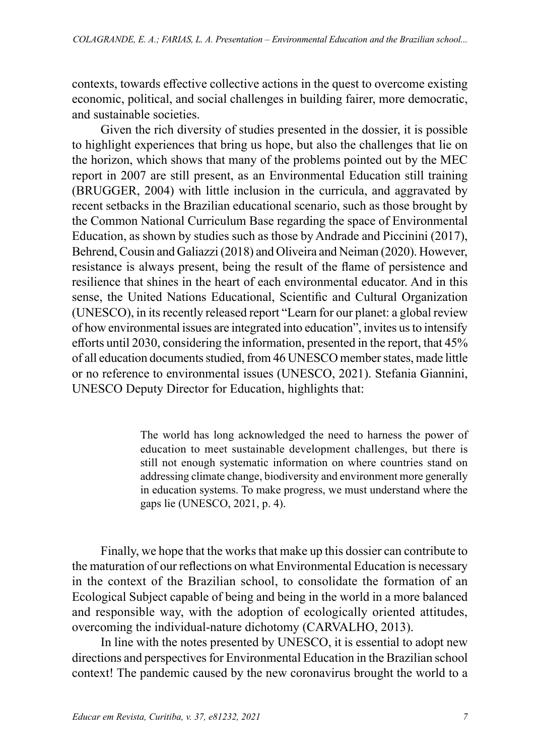contexts, towards effective collective actions in the quest to overcome existing economic, political, and social challenges in building fairer, more democratic, and sustainable societies.

Given the rich diversity of studies presented in the dossier, it is possible to highlight experiences that bring us hope, but also the challenges that lie on the horizon, which shows that many of the problems pointed out by the MEC report in 2007 are still present, as an Environmental Education still training (BRUGGER, 2004) with little inclusion in the curricula, and aggravated by recent setbacks in the Brazilian educational scenario, such as those brought by the Common National Curriculum Base regarding the space of Environmental Education, as shown by studies such as those by Andrade and Piccinini (2017), Behrend, Cousin and Galiazzi (2018) and Oliveira and Neiman (2020). However, resistance is always present, being the result of the flame of persistence and resilience that shines in the heart of each environmental educator. And in this sense, the United Nations Educational, Scientific and Cultural Organization (UNESCO), in its recently released report "Learn for our planet: a global review of how environmental issues are integrated into education", invites us to intensify efforts until 2030, considering the information, presented in the report, that 45% of all education documents studied, from 46 UNESCO member states, made little or no reference to environmental issues (UNESCO, 2021). Stefania Giannini, UNESCO Deputy Director for Education, highlights that:

> The world has long acknowledged the need to harness the power of education to meet sustainable development challenges, but there is still not enough systematic information on where countries stand on addressing climate change, biodiversity and environment more generally in education systems. To make progress, we must understand where the gaps lie (UNESCO, 2021, p. 4).

Finally, we hope that the works that make up this dossier can contribute to the maturation of our reflections on what Environmental Education is necessary in the context of the Brazilian school, to consolidate the formation of an Ecological Subject capable of being and being in the world in a more balanced and responsible way, with the adoption of ecologically oriented attitudes, overcoming the individual-nature dichotomy (CARVALHO, 2013).

In line with the notes presented by UNESCO, it is essential to adopt new directions and perspectives for Environmental Education in the Brazilian school context! The pandemic caused by the new coronavirus brought the world to a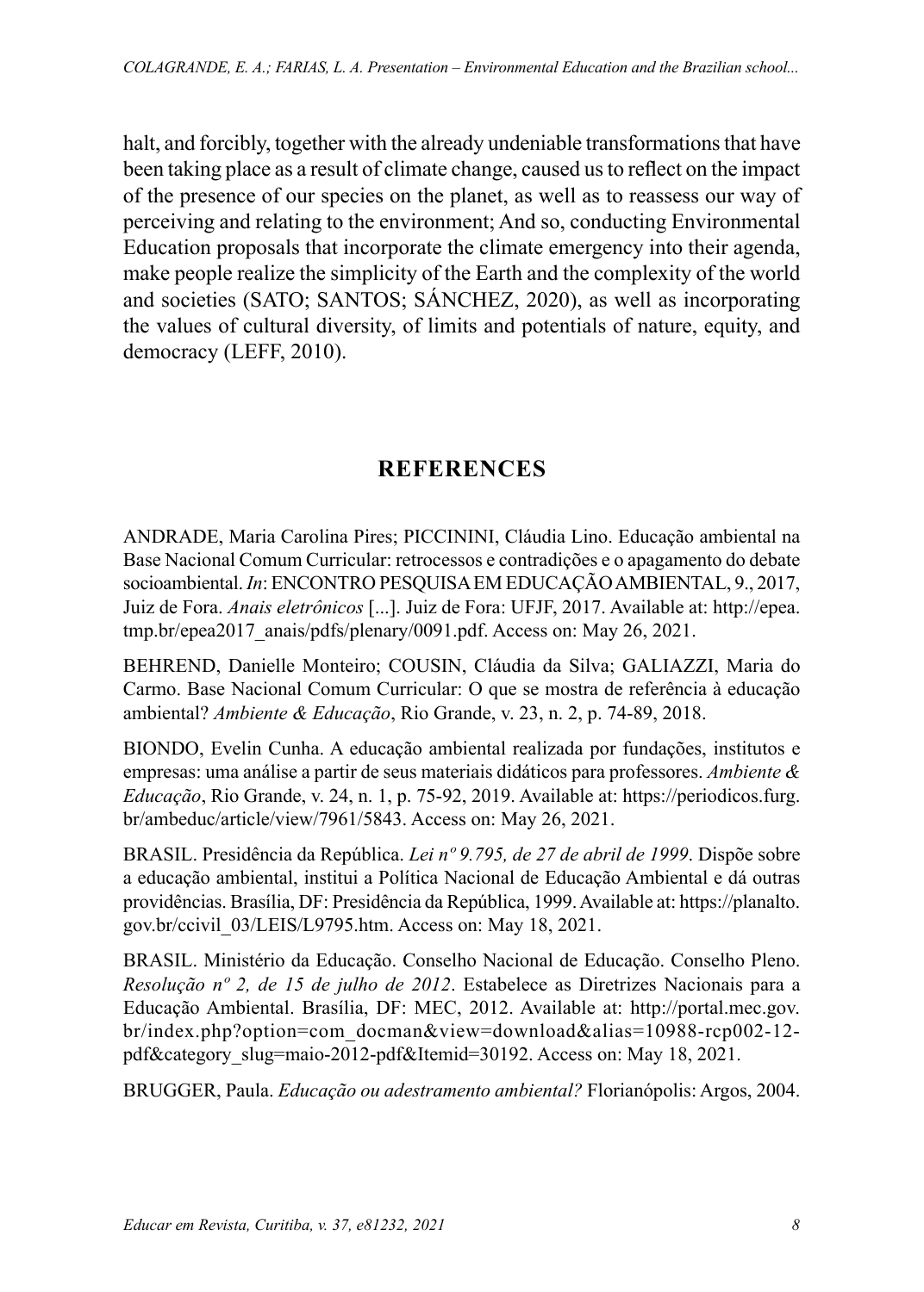halt, and forcibly, together with the already undeniable transformations that have been taking place as a result of climate change, caused us to reflect on the impact of the presence of our species on the planet, as well as to reassess our way of perceiving and relating to the environment; And so, conducting Environmental Education proposals that incorporate the climate emergency into their agenda, make people realize the simplicity of the Earth and the complexity of the world and societies (SATO; SANTOS; SÁNCHEZ, 2020), as well as incorporating the values of cultural diversity, of limits and potentials of nature, equity, and democracy (LEFF, 2010).

## REFERENCES

ANDRADE, Maria Carolina Pires; PICCININI, Cláudia Lino. Educação ambiental na Base Nacional Comum Curricular: retrocessos e contradições e o apagamento do debate socioambiental. *In*: ENCONTRO PESQUISA EM EDUCAÇÃO AMBIENTAL, 9., 2017, Juiz de Fora. *Anais eletrônicos* [...]. Juiz de Fora: UFJF, 2017. Available at: http://epea.tmp.br/epea2017_anais/pdfs/plenary/0091.pdf. Access on: May 26, 2021.

BEHREND, Danielle Monteiro; COUSIN, Cláudia da Silva; GALIAZZI, Maria do Carmo. Base Nacional Comum Curricular: O que se mostra de referência à educação ambiental? *Ambiente & Educação*, Rio Grande, v. 23, n. 2, p. 74-89, 2018.

BIONDO, Evelin Cunha. A educação ambiental realizada por fundações, institutos e empresas: uma análise a partir de seus materiais didáticos para professores. *Ambiente & Educação*, Rio Grande, v. 24, n. 1, p. 75-92, 2019. Available at: https://periodicos.furg.br/ambeduc/article/view/7961/5843. Access on: May 26, 2021.

BRASIL. Presidência da República. *Lei nº 9.795, de 27 de abril de 1999*. Dispõe sobre a educação ambiental, institui a Política Nacional de Educação Ambiental e dá outras providências. Brasília, DF: Presidência da República, 1999. Available at: https://planalto.gov.br/ccivil_03/LEIS/L9795.htm. Access on: May 18, 2021.

BRASIL. Ministério da Educação. Conselho Nacional de Educação. Conselho Pleno. *Resolução nº 2, de 15 de julho de 2012*. Estabelece as Diretrizes Nacionais para a Educação Ambiental. Brasília, DF: MEC, 2012. Available at: http://portal.mec.gov.br/index.php?option=com_docman&view=download&alias=10988-rcp002-12-pdf&category_slug=maio-2012-pdf&Itemid=30192. Access on: May 18, 2021.

BRUGGER, Paula. *Educação ou adestramento ambiental?* Florianópolis: Argos, 2004.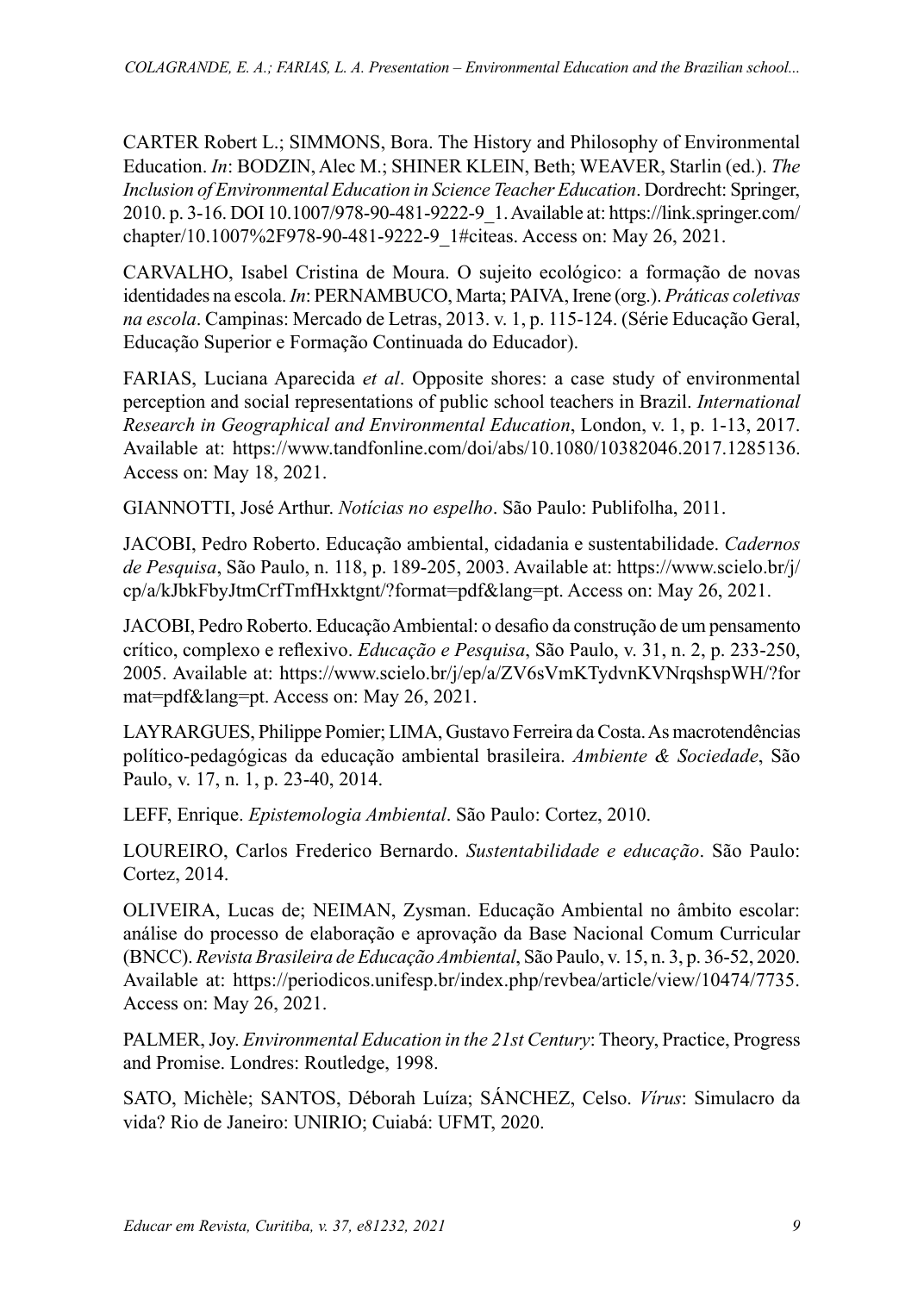CARTER Robert L.; SIMMONS, Bora. The History and Philosophy of Environmental Education. *In*: BODZIN, Alec M.; SHINER KLEIN, Beth; WEAVER, Starlin (ed.). *The Inclusion of Environmental Education in Science Teacher Education*. Dordrecht: Springer, 2010. p. 3-16. DOI 10.1007/978-90-481-9222-9_1. Available at: https://link.springer.com/chapter/10.1007%2F978-90-481-9222-9_1#citeas. Access on: May 26, 2021.

CARVALHO, Isabel Cristina de Moura. O sujeito ecológico: a formação de novas identidades na escola. *In*: PERNAMBUCO, Marta; PAIVA, Irene (org.). *Práticas coletivas na escola*. Campinas: Mercado de Letras, 2013. v. 1, p. 115-124. (Série Educação Geral, Educação Superior e Formação Continuada do Educador).

FARIAS, Luciana Aparecida *et al*. Opposite shores: a case study of environmental perception and social representations of public school teachers in Brazil. *International Research in Geographical and Environmental Education*, London, v. 1, p. 1-13, 2017. Available at: https://www.tandfonline.com/doi/abs/10.1080/10382046.2017.1285136. Access on: May 18, 2021.

GIANNOTTI, José Arthur. *Notícias no espelho*. São Paulo: Publifolha, 2011.

JACOBI, Pedro Roberto. Educação ambiental, cidadania e sustentabilidade. *Cadernos de Pesquisa*, São Paulo, n. 118, p. 189-205, 2003. Available at: https://www.scielo.br/j/cp/a/kJbkFbyJtmCrfTmfHxktgnt/?format=pdf&lang=pt. Access on: May 26, 2021.

JACOBI, Pedro Roberto. Educação Ambiental: o desafio da construção de um pensamento crítico, complexo e reflexivo. *Educação e Pesquisa*, São Paulo, v. 31, n. 2, p. 233-250, 2005. Available at: https://www.scielo.br/j/ep/a/ZV6sVmKTydvnKVNrqshspWH/?format=pdf&lang=pt. Access on: May 26, 2021.

LAYRARGUES, Philippe Pomier; LIMA, Gustavo Ferreira da Costa. As macrotendências político-pedagógicas da educação ambiental brasileira. *Ambiente & Sociedade*, São Paulo, v. 17, n. 1, p. 23-40, 2014.

LEFF, Enrique. *Epistemologia Ambiental*. São Paulo: Cortez, 2010.

LOUREIRO, Carlos Frederico Bernardo. *Sustentabilidade e educação*. São Paulo: Cortez, 2014.

OLIVEIRA, Lucas de; NEIMAN, Zysman. Educação Ambiental no âmbito escolar: análise do processo de elaboração e aprovação da Base Nacional Comum Curricular (BNCC). *Revista Brasileira de Educação Ambiental*, São Paulo, v. 15, n. 3, p. 36-52, 2020. Available at: https://periodicos.unifesp.br/index.php/revbea/article/view/10474/7735. Access on: May 26, 2021.

PALMER, Joy. *Environmental Education in the 21st Century*: Theory, Practice, Progress and Promise. Londres: Routledge, 1998.

SATO, Michèle; SANTOS, Déborah Luíza; SÁNCHEZ, Celso. *Vírus*: Simulacro da vida? Rio de Janeiro: UNIRIO; Cuiabá: UFMT, 2020.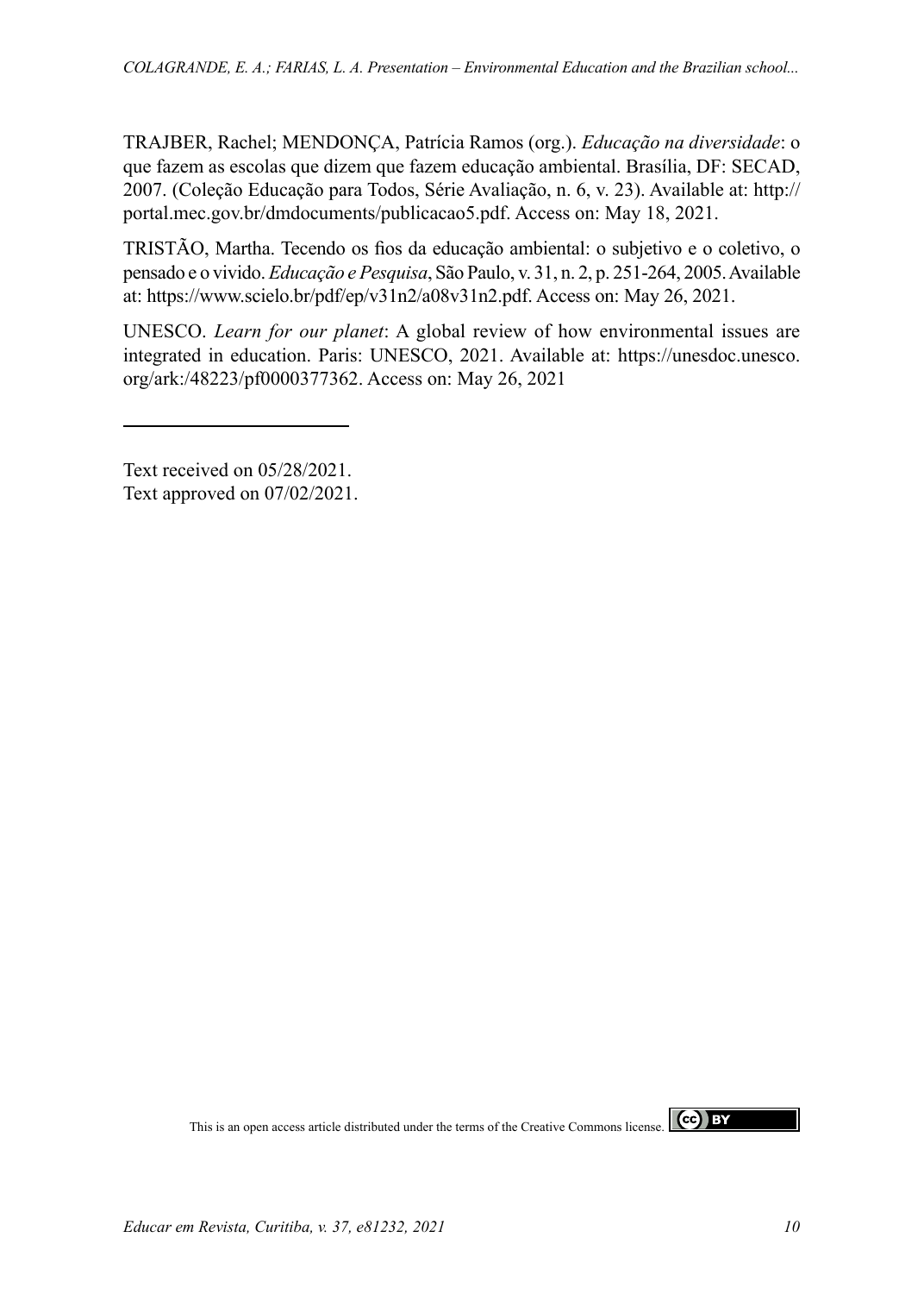TRAJBER, Rachel; MENDONÇA, Patrícia Ramos (org.). *Educação na diversidade*: o que fazem as escolas que dizem que fazem educação ambiental. Brasília, DF: SECAD, 2007. (Coleção Educação para Todos, Série Avaliação, n. 6, v. 23). Available at: http://portal.mec.gov.br/dmdocuments/publicacao5.pdf. Access on: May 18, 2021.

TRISTÃO, Martha. Tecendo os fios da educação ambiental: o subjetivo e o coletivo, o pensado e o vivido. *Educação e Pesquisa*, São Paulo, v. 31, n. 2, p. 251-264, 2005. Available at: https://www.scielo.br/pdf/ep/v31n2/a08v31n2.pdf. Access on: May 26, 2021.

UNESCO. *Learn for our planet*: A global review of how environmental issues are integrated in education. Paris: UNESCO, 2021. Available at: https://unesdoc.unesco.org/ark:/48223/pf0000377362. Access on: May 26, 2021

---

Text received on 05/28/2021.
Text approved on 07/02/2021.

This is an open access article distributed under the terms of the Creative Commons license.